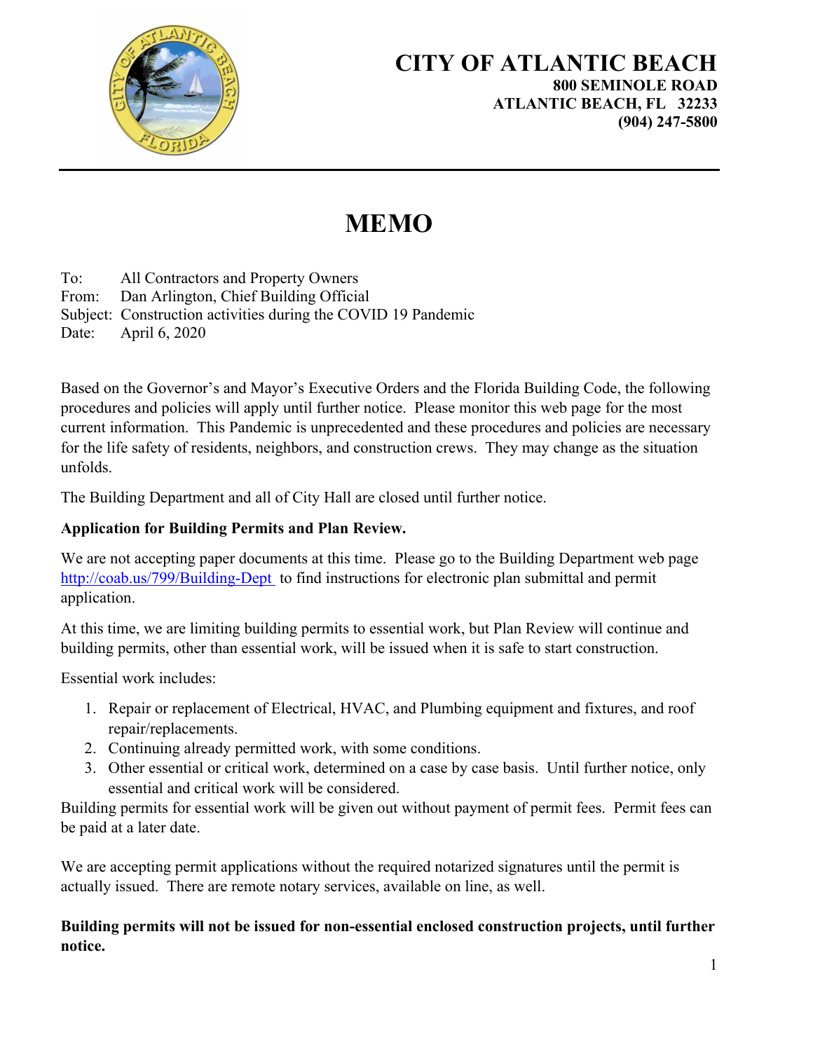# CITY OF ATLANTIC BEACH

**800 SEMINOLE ROAD**
**ATLANTIC BEACH, FL 32233**
**(904) 247-5800**

# MEMO

To: All Contractors and Property Owners
From: Dan Arlington, Chief Building Official
Subject: Construction activities during the COVID 19 Pandemic
Date: April 6, 2020

Based on the Governor's and Mayor's Executive Orders and the Florida Building Code, the following procedures and policies will apply until further notice. Please monitor this web page for the most current information. This Pandemic is unprecedented and these procedures and policies are necessary for the life safety of residents, neighbors, and construction crews. They may change as the situation unfolds.

The Building Department and all of City Hall are closed until further notice.

**Application for Building Permits and Plan Review.**

We are not accepting paper documents at this time. Please go to the Building Department web page http://coab.us/799/Building-Dept to find instructions for electronic plan submittal and permit application.

At this time, we are limiting building permits to essential work, but Plan Review will continue and building permits, other than essential work, will be issued when it is safe to start construction.

Essential work includes:

1. Repair or replacement of Electrical, HVAC, and Plumbing equipment and fixtures, and roof repair/replacements.
2. Continuing already permitted work, with some conditions.
3. Other essential or critical work, determined on a case by case basis. Until further notice, only essential and critical work will be considered.

Building permits for essential work will be given out without payment of permit fees. Permit fees can be paid at a later date.

We are accepting permit applications without the required notarized signatures until the permit is actually issued. There are remote notary services, available on line, as well.

**Building permits will not be issued for non-essential enclosed construction projects, until further notice.**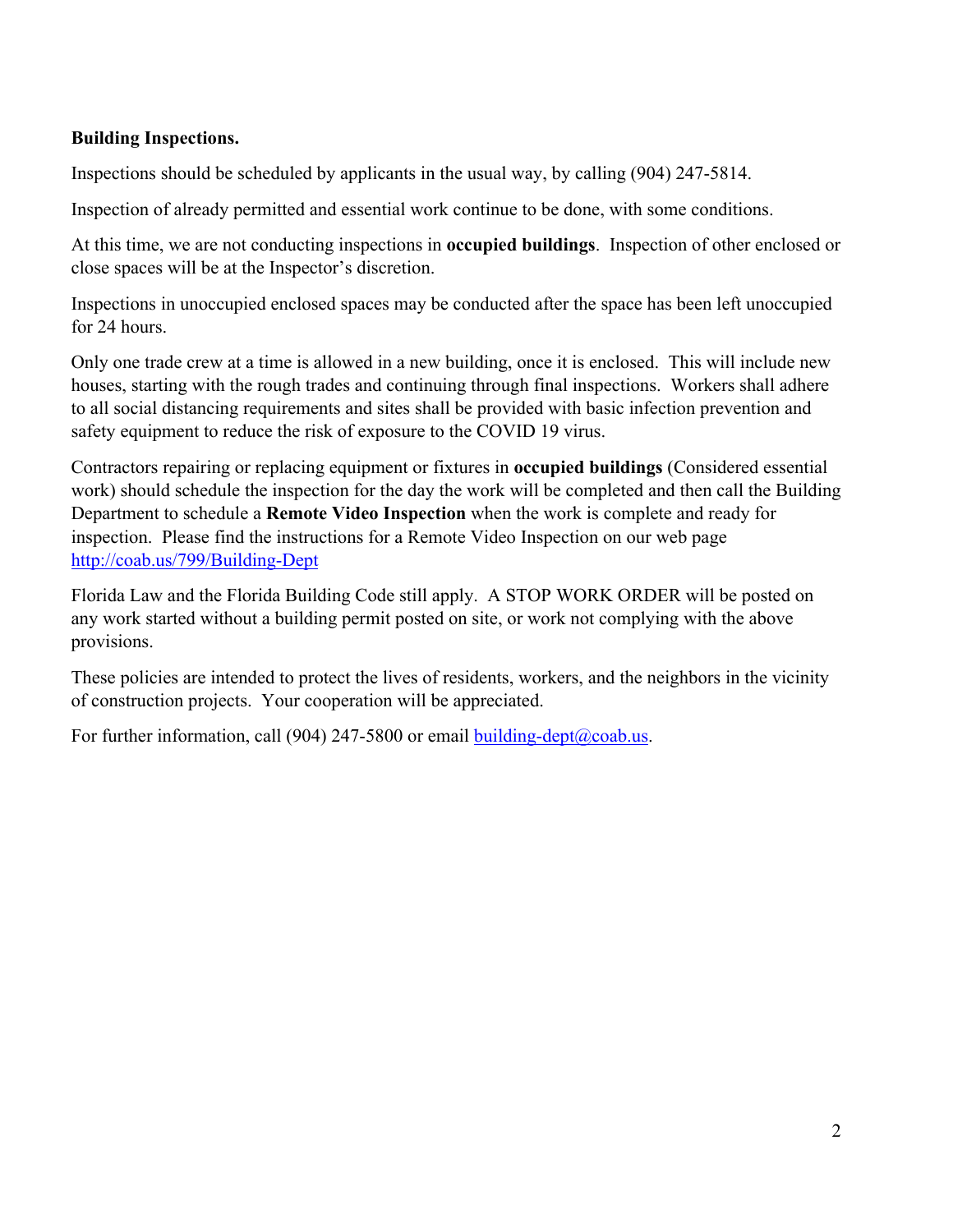**Building Inspections.**

Inspections should be scheduled by applicants in the usual way, by calling (904) 247-5814.

Inspection of already permitted and essential work continue to be done, with some conditions.

At this time, we are not conducting inspections in **occupied buildings**. Inspection of other enclosed or close spaces will be at the Inspector's discretion.

Inspections in unoccupied enclosed spaces may be conducted after the space has been left unoccupied for 24 hours.

Only one trade crew at a time is allowed in a new building, once it is enclosed. This will include new houses, starting with the rough trades and continuing through final inspections. Workers shall adhere to all social distancing requirements and sites shall be provided with basic infection prevention and safety equipment to reduce the risk of exposure to the COVID 19 virus.

Contractors repairing or replacing equipment or fixtures in **occupied buildings** (Considered essential work) should schedule the inspection for the day the work will be completed and then call the Building Department to schedule a **Remote Video Inspection** when the work is complete and ready for inspection. Please find the instructions for a Remote Video Inspection on our web page [http://coab.us/799/Building-Dept](http://coab.us/799/Building-Dept)

Florida Law and the Florida Building Code still apply. A STOP WORK ORDER will be posted on any work started without a building permit posted on site, or work not complying with the above provisions.

These policies are intended to protect the lives of residents, workers, and the neighbors in the vicinity of construction projects. Your cooperation will be appreciated.

For further information, call (904) 247-5800 or email [building-dept@coab.us](mailto:building-dept@coab.us).